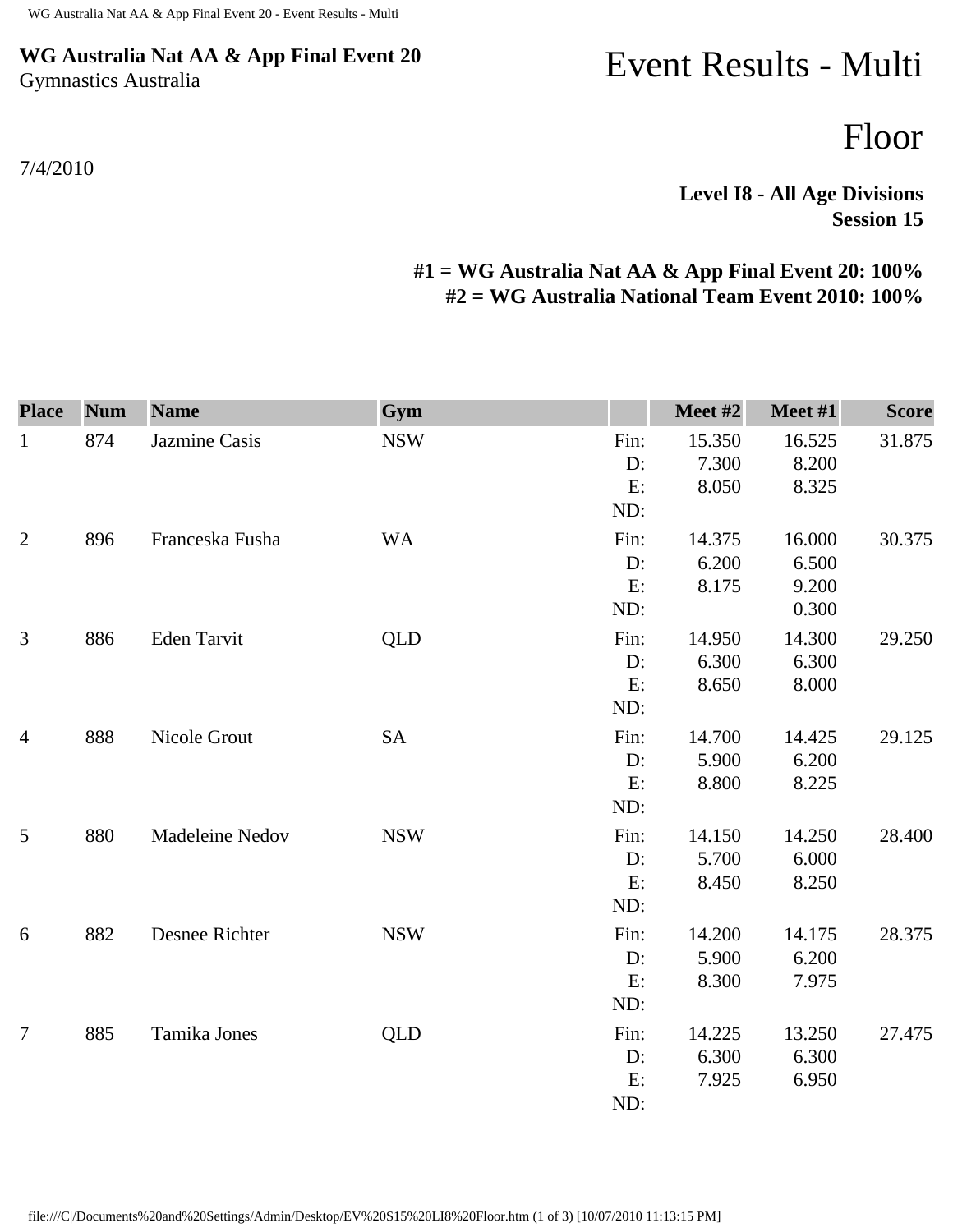**WG Australia Nat AA & App Final Event 20**
Gymnastics Australia

# Event Results - Multi

# Floor

7/4/2010

**Level I8 - All Age Divisions**
**Session 15**

**#1 = WG Australia Nat AA & App Final Event 20: 100%**
**#2 = WG Australia National Team Event 2010: 100%**

| Place | Num | Name | Gym | | Meet #2 | Meet #1 | Score |
|---|---|---|---|---|---|---|---|
| 1 | 874 | Jazmine Casis | NSW | Fin: | 15.350 | 16.525 | 31.875 |
| | | | | D: | 7.300 | 8.200 | |
| | | | | E: | 8.050 | 8.325 | |
| | | | | ND: | | | |
| 2 | 896 | Franceska Fusha | WA | Fin: | 14.375 | 16.000 | 30.375 |
| | | | | D: | 6.200 | 6.500 | |
| | | | | E: | 8.175 | 9.200 | |
| | | | | ND: | | 0.300 | |
| 3 | 886 | Eden Tarvit | QLD | Fin: | 14.950 | 14.300 | 29.250 |
| | | | | D: | 6.300 | 6.300 | |
| | | | | E: | 8.650 | 8.000 | |
| | | | | ND: | | | |
| 4 | 888 | Nicole Grout | SA | Fin: | 14.700 | 14.425 | 29.125 |
| | | | | D: | 5.900 | 6.200 | |
| | | | | E: | 8.800 | 8.225 | |
| | | | | ND: | | | |
| 5 | 880 | Madeleine Nedov | NSW | Fin: | 14.150 | 14.250 | 28.400 |
| | | | | D: | 5.700 | 6.000 | |
| | | | | E: | 8.450 | 8.250 | |
| | | | | ND: | | | |
| 6 | 882 | Desnee Richter | NSW | Fin: | 14.200 | 14.175 | 28.375 |
| | | | | D: | 5.900 | 6.200 | |
| | | | | E: | 8.300 | 7.975 | |
| | | | | ND: | | | |
| 7 | 885 | Tamika Jones | QLD | Fin: | 14.225 | 13.250 | 27.475 |
| | | | | D: | 6.300 | 6.300 | |
| | | | | E: | 7.925 | 6.950 | |
| | | | | ND: | | | |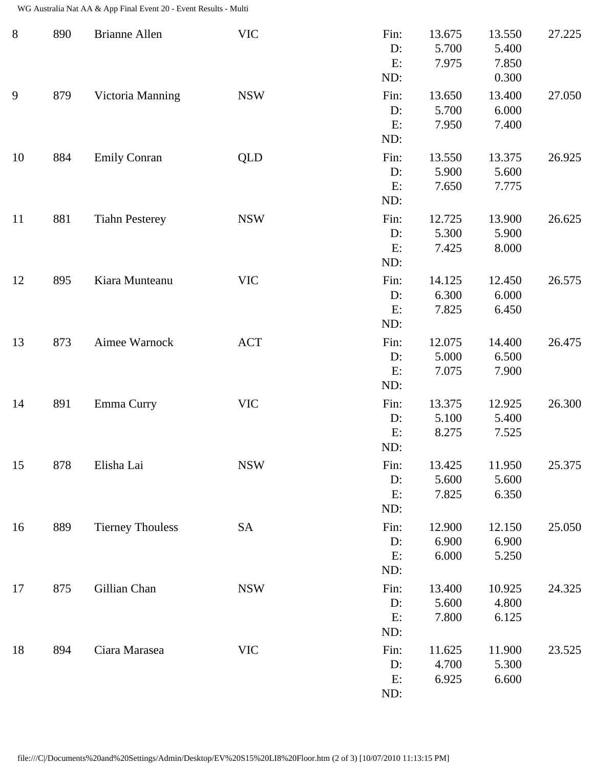| | | | | | | | |
|---|---|---|---|---|---|---|---|
| 8 | 890 | Brianne Allen | VIC | Fin: | 13.675 | 13.550 | 27.225 |
| | | | | D: | 5.700 | 5.400 | |
| | | | | E: | 7.975 | 7.850 | |
| | | | | ND: | | 0.300 | |
| 9 | 879 | Victoria Manning | NSW | Fin: | 13.650 | 13.400 | 27.050 |
| | | | | D: | 5.700 | 6.000 | |
| | | | | E: | 7.950 | 7.400 | |
| | | | | ND: | | | |
| 10 | 884 | Emily Conran | QLD | Fin: | 13.550 | 13.375 | 26.925 |
| | | | | D: | 5.900 | 5.600 | |
| | | | | E: | 7.650 | 7.775 | |
| | | | | ND: | | | |
| 11 | 881 | Tiahn Pesterey | NSW | Fin: | 12.725 | 13.900 | 26.625 |
| | | | | D: | 5.300 | 5.900 | |
| | | | | E: | 7.425 | 8.000 | |
| | | | | ND: | | | |
| 12 | 895 | Kiara Munteanu | VIC | Fin: | 14.125 | 12.450 | 26.575 |
| | | | | D: | 6.300 | 6.000 | |
| | | | | E: | 7.825 | 6.450 | |
| | | | | ND: | | | |
| 13 | 873 | Aimee Warnock | ACT | Fin: | 12.075 | 14.400 | 26.475 |
| | | | | D: | 5.000 | 6.500 | |
| | | | | E: | 7.075 | 7.900 | |
| | | | | ND: | | | |
| 14 | 891 | Emma Curry | VIC | Fin: | 13.375 | 12.925 | 26.300 |
| | | | | D: | 5.100 | 5.400 | |
| | | | | E: | 8.275 | 7.525 | |
| | | | | ND: | | | |
| 15 | 878 | Elisha Lai | NSW | Fin: | 13.425 | 11.950 | 25.375 |
| | | | | D: | 5.600 | 5.600 | |
| | | | | E: | 7.825 | 6.350 | |
| | | | | ND: | | | |
| 16 | 889 | Tierney Thouless | SA | Fin: | 12.900 | 12.150 | 25.050 |
| | | | | D: | 6.900 | 6.900 | |
| | | | | E: | 6.000 | 5.250 | |
| | | | | ND: | | | |
| 17 | 875 | Gillian Chan | NSW | Fin: | 13.400 | 10.925 | 24.325 |
| | | | | D: | 5.600 | 4.800 | |
| | | | | E: | 7.800 | 6.125 | |
| | | | | ND: | | | |
| 18 | 894 | Ciara Marasea | VIC | Fin: | 11.625 | 11.900 | 23.525 |
| | | | | D: | 4.700 | 5.300 | |
| | | | | E: | 6.925 | 6.600 | |
| | | | | ND: | | | |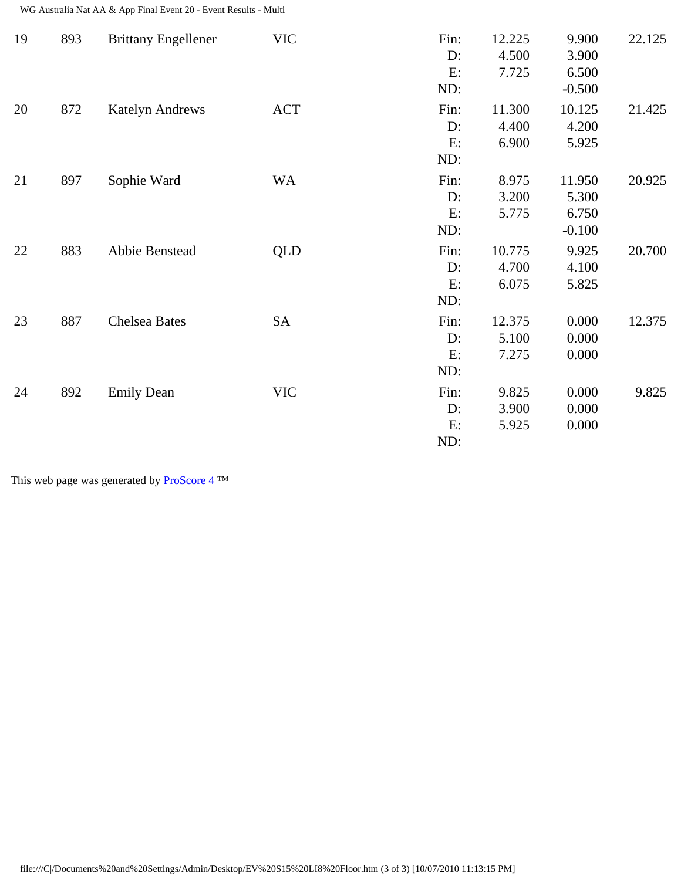| | | | | | | | |
|---|---|---|---|---|---|---|---|
| 19 | 893 | Brittany Engellener | VIC | Fin: | 12.225 | 9.900 | 22.125 |
| | | | | D: | 4.500 | 3.900 | |
| | | | | E: | 7.725 | 6.500 | |
| | | | | ND: | | -0.500 | |
| 20 | 872 | Katelyn Andrews | ACT | Fin: | 11.300 | 10.125 | 21.425 |
| | | | | D: | 4.400 | 4.200 | |
| | | | | E: | 6.900 | 5.925 | |
| | | | | ND: | | | |
| 21 | 897 | Sophie Ward | WA | Fin: | 8.975 | 11.950 | 20.925 |
| | | | | D: | 3.200 | 5.300 | |
| | | | | E: | 5.775 | 6.750 | |
| | | | | ND: | | -0.100 | |
| 22 | 883 | Abbie Benstead | QLD | Fin: | 10.775 | 9.925 | 20.700 |
| | | | | D: | 4.700 | 4.100 | |
| | | | | E: | 6.075 | 5.825 | |
| | | | | ND: | | | |
| 23 | 887 | Chelsea Bates | SA | Fin: | 12.375 | 0.000 | 12.375 |
| | | | | D: | 5.100 | 0.000 | |
| | | | | E: | 7.275 | 0.000 | |
| | | | | ND: | | | |
| 24 | 892 | Emily Dean | VIC | Fin: | 9.825 | 0.000 | 9.825 |
| | | | | D: | 3.900 | 0.000 | |
| | | | | E: | 5.925 | 0.000 | |
| | | | | ND: | | | |

This web page was generated by ProScore 4 ™